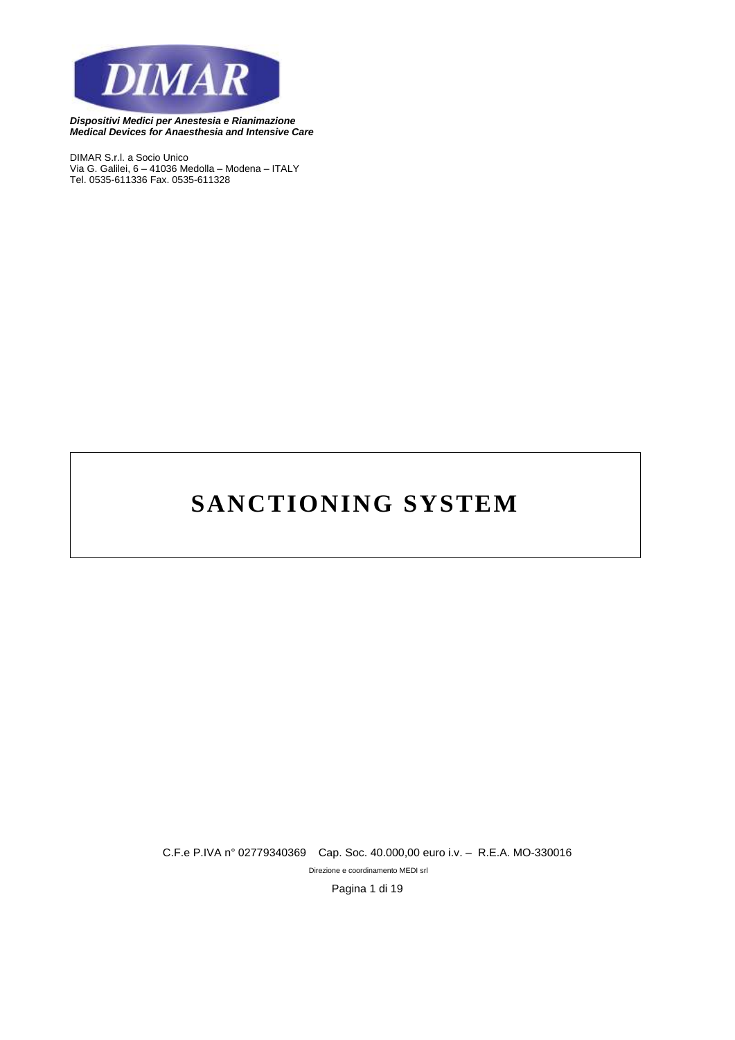**DIMAR**

***Dispositivi Medici per Anestesia e Rianimazione***
***Medical Devices for Anaesthesia and Intensive Care***

DIMAR S.r.l. a Socio Unico
Via G. Galilei, 6 – 41036 Medolla – Modena – ITALY
Tel. 0535-611336 Fax. 0535-611328

# SANCTIONING SYSTEM

C.F.e P.IVA n° 02779340369 Cap. Soc. 40.000,00 euro i.v. – R.E.A. MO-330016

Direzione e coordinamento MEDI srl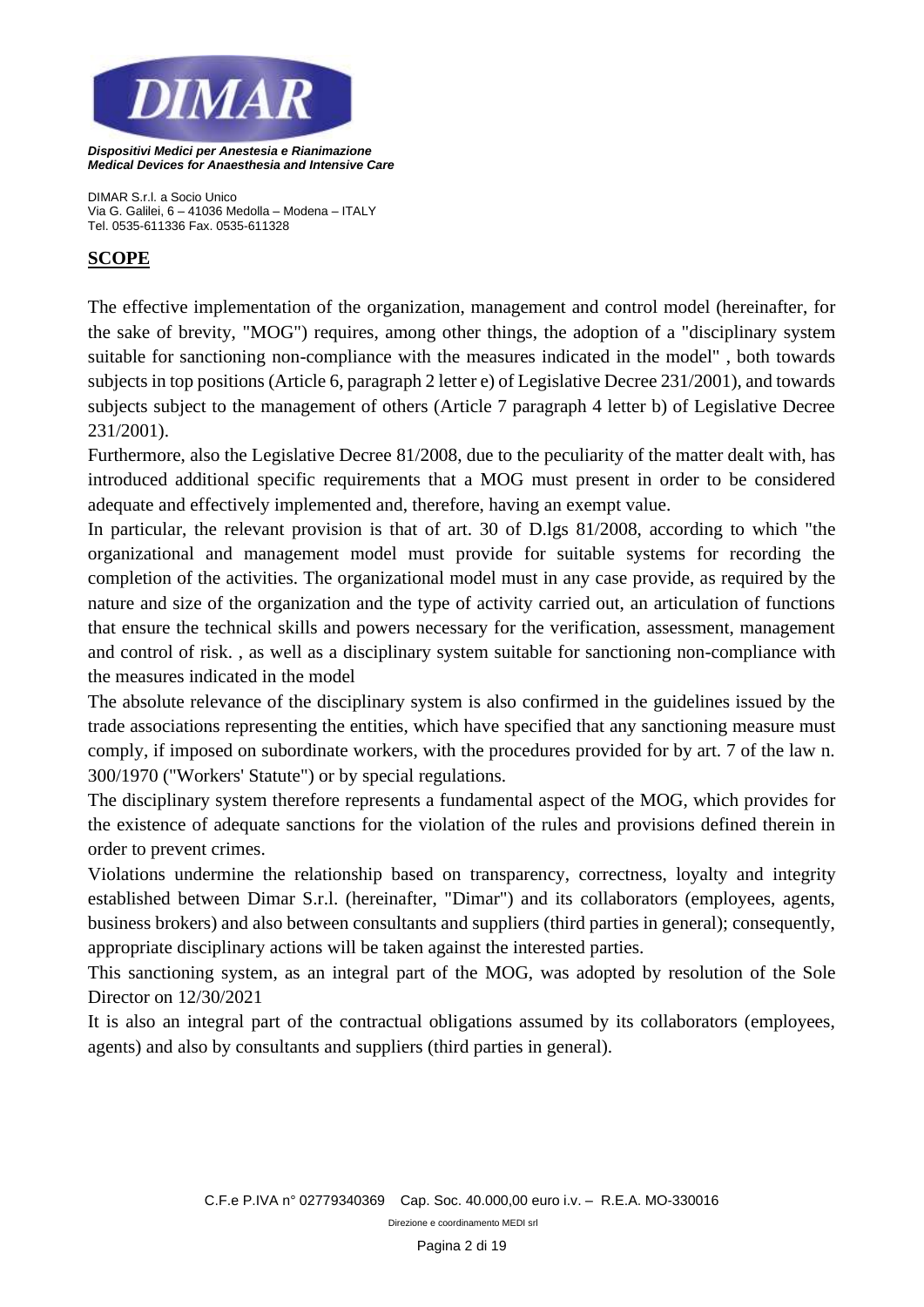## SCOPE

The effective implementation of the organization, management and control model (hereinafter, for the sake of brevity, "MOG") requires, among other things, the adoption of a "disciplinary system suitable for sanctioning non-compliance with the measures indicated in the model" , both towards subjects in top positions (Article 6, paragraph 2 letter e) of Legislative Decree 231/2001), and towards subjects subject to the management of others (Article 7 paragraph 4 letter b) of Legislative Decree 231/2001).

Furthermore, also the Legislative Decree 81/2008, due to the peculiarity of the matter dealt with, has introduced additional specific requirements that a MOG must present in order to be considered adequate and effectively implemented and, therefore, having an exempt value.

In particular, the relevant provision is that of art. 30 of D.lgs 81/2008, according to which "the organizational and management model must provide for suitable systems for recording the completion of the activities. The organizational model must in any case provide, as required by the nature and size of the organization and the type of activity carried out, an articulation of functions that ensure the technical skills and powers necessary for the verification, assessment, management and control of risk. , as well as a disciplinary system suitable for sanctioning non-compliance with the measures indicated in the model

The absolute relevance of the disciplinary system is also confirmed in the guidelines issued by the trade associations representing the entities, which have specified that any sanctioning measure must comply, if imposed on subordinate workers, with the procedures provided for by art. 7 of the law n. 300/1970 ("Workers' Statute") or by special regulations.

The disciplinary system therefore represents a fundamental aspect of the MOG, which provides for the existence of adequate sanctions for the violation of the rules and provisions defined therein in order to prevent crimes.

Violations undermine the relationship based on transparency, correctness, loyalty and integrity established between Dimar S.r.l. (hereinafter, "Dimar") and its collaborators (employees, agents, business brokers) and also between consultants and suppliers (third parties in general); consequently, appropriate disciplinary actions will be taken against the interested parties.

This sanctioning system, as an integral part of the MOG, was adopted by resolution of the Sole Director on 12/30/2021

It is also an integral part of the contractual obligations assumed by its collaborators (employees, agents) and also by consultants and suppliers (third parties in general).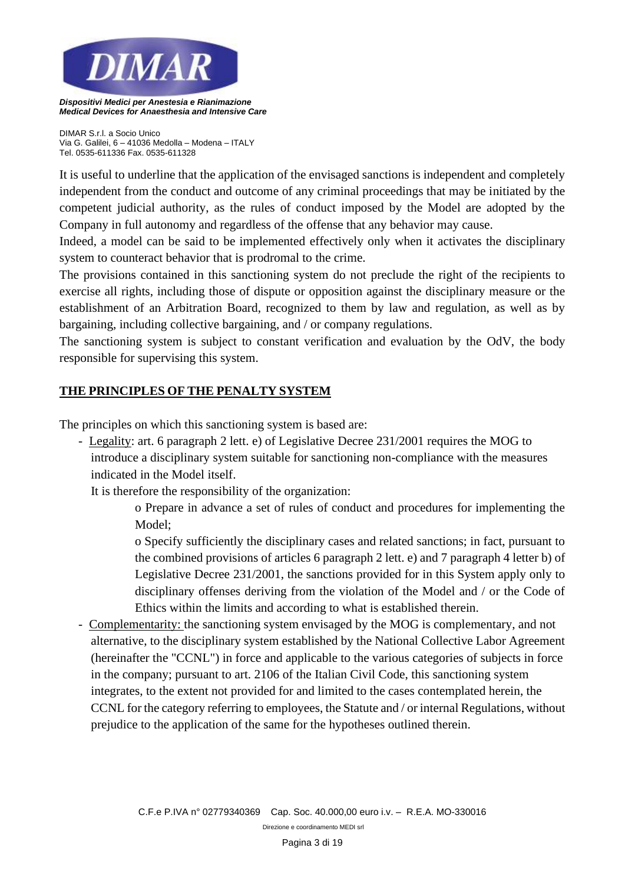It is useful to underline that the application of the envisaged sanctions is independent and completely independent from the conduct and outcome of any criminal proceedings that may be initiated by the competent judicial authority, as the rules of conduct imposed by the Model are adopted by the Company in full autonomy and regardless of the offense that any behavior may cause.

Indeed, a model can be said to be implemented effectively only when it activates the disciplinary system to counteract behavior that is prodromal to the crime.

The provisions contained in this sanctioning system do not preclude the right of the recipients to exercise all rights, including those of dispute or opposition against the disciplinary measure or the establishment of an Arbitration Board, recognized to them by law and regulation, as well as by bargaining, including collective bargaining, and / or company regulations.

The sanctioning system is subject to constant verification and evaluation by the OdV, the body responsible for supervising this system.

## THE PRINCIPLES OF THE PENALTY SYSTEM

The principles on which this sanctioning system is based are:

- Legality: art. 6 paragraph 2 lett. e) of Legislative Decree 231/2001 requires the MOG to introduce a disciplinary system suitable for sanctioning non-compliance with the measures indicated in the Model itself.

  It is therefore the responsibility of the organization:

  - Prepare in advance a set of rules of conduct and procedures for implementing the Model;
  - Specify sufficiently the disciplinary cases and related sanctions; in fact, pursuant to the combined provisions of articles 6 paragraph 2 lett. e) and 7 paragraph 4 letter b) of Legislative Decree 231/2001, the sanctions provided for in this System apply only to disciplinary offenses deriving from the violation of the Model and / or the Code of Ethics within the limits and according to what is established therein.

- Complementarity: the sanctioning system envisaged by the MOG is complementary, and not alternative, to the disciplinary system established by the National Collective Labor Agreement (hereinafter the "CCNL") in force and applicable to the various categories of subjects in force in the company; pursuant to art. 2106 of the Italian Civil Code, this sanctioning system integrates, to the extent not provided for and limited to the cases contemplated herein, the CCNL for the category referring to employees, the Statute and / or internal Regulations, without prejudice to the application of the same for the hypotheses outlined therein.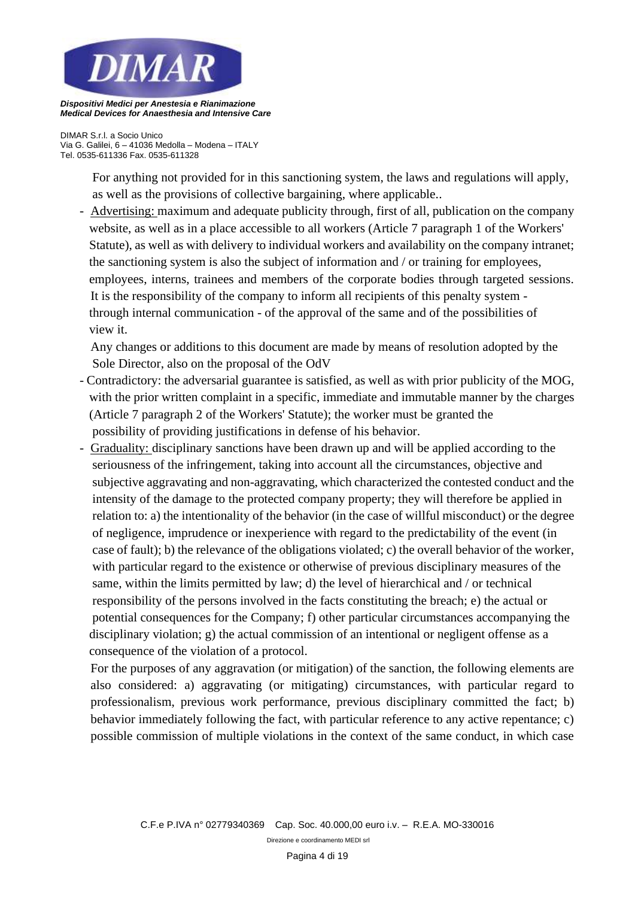For anything not provided for in this sanctioning system, the laws and regulations will apply, as well as the provisions of collective bargaining, where applicable..

- Advertising: maximum and adequate publicity through, first of all, publication on the company website, as well as in a place accessible to all workers (Article 7 paragraph 1 of the Workers' Statute), as well as with delivery to individual workers and availability on the company intranet; the sanctioning system is also the subject of information and / or training for employees, employees, interns, trainees and members of the corporate bodies through targeted sessions. It is the responsibility of the company to inform all recipients of this penalty system - through internal communication - of the approval of the same and of the possibilities of view it.

  Any changes or additions to this document are made by means of resolution adopted by the Sole Director, also on the proposal of the OdV

- Contradictory: the adversarial guarantee is satisfied, as well as with prior publicity of the MOG, with the prior written complaint in a specific, immediate and immutable manner by the charges (Article 7 paragraph 2 of the Workers' Statute); the worker must be granted the possibility of providing justifications in defense of his behavior.
- Graduality: disciplinary sanctions have been drawn up and will be applied according to the seriousness of the infringement, taking into account all the circumstances, objective and subjective aggravating and non-aggravating, which characterized the contested conduct and the intensity of the damage to the protected company property; they will therefore be applied in relation to: a) the intentionality of the behavior (in the case of willful misconduct) or the degree of negligence, imprudence or inexperience with regard to the predictability of the event (in case of fault); b) the relevance of the obligations violated; c) the overall behavior of the worker, with particular regard to the existence or otherwise of previous disciplinary measures of the same, within the limits permitted by law; d) the level of hierarchical and / or technical responsibility of the persons involved in the facts constituting the breach; e) the actual or potential consequences for the Company; f) other particular circumstances accompanying the disciplinary violation; g) the actual commission of an intentional or negligent offense as a consequence of the violation of a protocol.

  For the purposes of any aggravation (or mitigation) of the sanction, the following elements are also considered: a) aggravating (or mitigating) circumstances, with particular regard to professionalism, previous work performance, previous disciplinary committed the fact; b) behavior immediately following the fact, with particular reference to any active repentance; c) possible commission of multiple violations in the context of the same conduct, in which case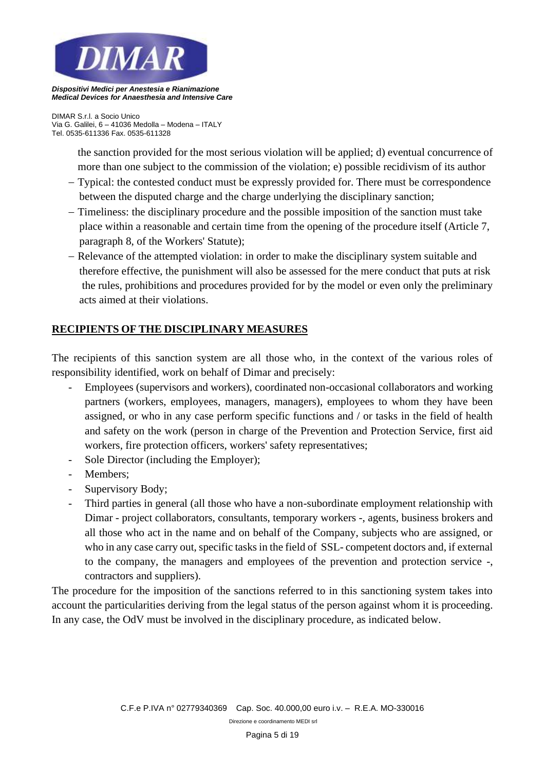the sanction provided for the most serious violation will be applied; d) eventual concurrence of more than one subject to the commission of the violation; e) possible recidivism of its author

- Typical: the contested conduct must be expressly provided for. There must be correspondence between the disputed charge and the charge underlying the disciplinary sanction;
- Timeliness: the disciplinary procedure and the possible imposition of the sanction must take place within a reasonable and certain time from the opening of the procedure itself (Article 7, paragraph 8, of the Workers' Statute);
- Relevance of the attempted violation: in order to make the disciplinary system suitable and therefore effective, the punishment will also be assessed for the mere conduct that puts at risk the rules, prohibitions and procedures provided for by the model or even only the preliminary acts aimed at their violations.

## RECIPIENTS OF THE DISCIPLINARY MEASURES

The recipients of this sanction system are all those who, in the context of the various roles of responsibility identified, work on behalf of Dimar and precisely:

- Employees (supervisors and workers), coordinated non-occasional collaborators and working partners (workers, employees, managers, managers), employees to whom they have been assigned, or who in any case perform specific functions and / or tasks in the field of health and safety on the work (person in charge of the Prevention and Protection Service, first aid workers, fire protection officers, workers' safety representatives;
- Sole Director (including the Employer);
- Members;
- Supervisory Body;
- Third parties in general (all those who have a non-subordinate employment relationship with Dimar - project collaborators, consultants, temporary workers -, agents, business brokers and all those who act in the name and on behalf of the Company, subjects who are assigned, or who in any case carry out, specific tasks in the field of SSL- competent doctors and, if external to the company, the managers and employees of the prevention and protection service -, contractors and suppliers).

The procedure for the imposition of the sanctions referred to in this sanctioning system takes into account the particularities deriving from the legal status of the person against whom it is proceeding. In any case, the OdV must be involved in the disciplinary procedure, as indicated below.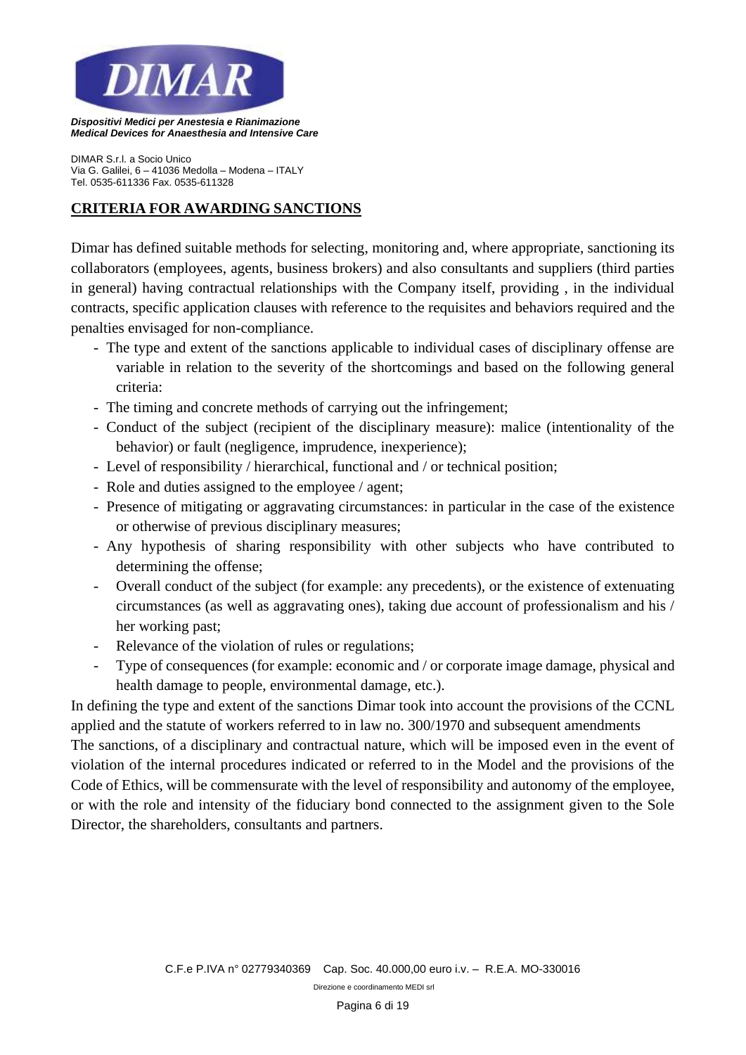## CRITERIA FOR AWARDING SANCTIONS

Dimar has defined suitable methods for selecting, monitoring and, where appropriate, sanctioning its collaborators (employees, agents, business brokers) and also consultants and suppliers (third parties in general) having contractual relationships with the Company itself, providing , in the individual contracts, specific application clauses with reference to the requisites and behaviors required and the penalties envisaged for non-compliance.

- The type and extent of the sanctions applicable to individual cases of disciplinary offense are variable in relation to the severity of the shortcomings and based on the following general criteria:
- The timing and concrete methods of carrying out the infringement;
- Conduct of the subject (recipient of the disciplinary measure): malice (intentionality of the behavior) or fault (negligence, imprudence, inexperience);
- Level of responsibility / hierarchical, functional and / or technical position;
- Role and duties assigned to the employee / agent;
- Presence of mitigating or aggravating circumstances: in particular in the case of the existence or otherwise of previous disciplinary measures;
- Any hypothesis of sharing responsibility with other subjects who have contributed to determining the offense;
- Overall conduct of the subject (for example: any precedents), or the existence of extenuating circumstances (as well as aggravating ones), taking due account of professionalism and his / her working past;
- Relevance of the violation of rules or regulations;
- Type of consequences (for example: economic and / or corporate image damage, physical and health damage to people, environmental damage, etc.).

In defining the type and extent of the sanctions Dimar took into account the provisions of the CCNL applied and the statute of workers referred to in law no. 300/1970 and subsequent amendments

The sanctions, of a disciplinary and contractual nature, which will be imposed even in the event of violation of the internal procedures indicated or referred to in the Model and the provisions of the Code of Ethics, will be commensurate with the level of responsibility and autonomy of the employee, or with the role and intensity of the fiduciary bond connected to the assignment given to the Sole Director, the shareholders, consultants and partners.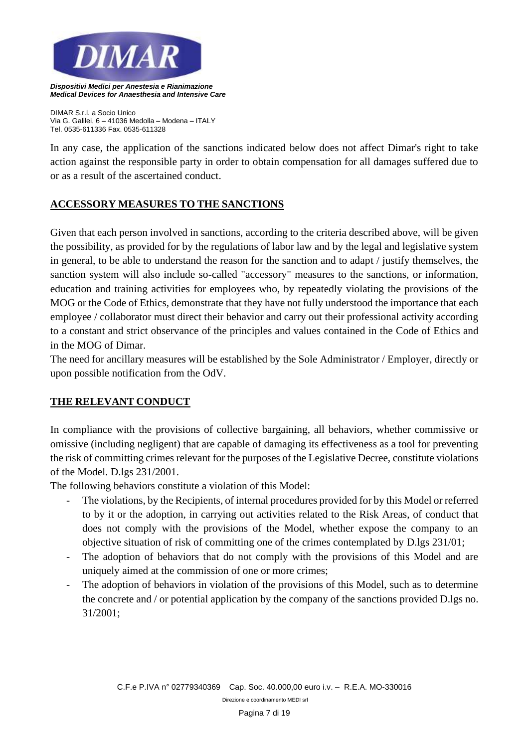In any case, the application of the sanctions indicated below does not affect Dimar's right to take action against the responsible party in order to obtain compensation for all damages suffered due to or as a result of the ascertained conduct.

## ACCESSORY MEASURES TO THE SANCTIONS

Given that each person involved in sanctions, according to the criteria described above, will be given the possibility, as provided for by the regulations of labor law and by the legal and legislative system in general, to be able to understand the reason for the sanction and to adapt / justify themselves, the sanction system will also include so-called "accessory" measures to the sanctions, or information, education and training activities for employees who, by repeatedly violating the provisions of the MOG or the Code of Ethics, demonstrate that they have not fully understood the importance that each employee / collaborator must direct their behavior and carry out their professional activity according to a constant and strict observance of the principles and values contained in the Code of Ethics and in the MOG of Dimar.

The need for ancillary measures will be established by the Sole Administrator / Employer, directly or upon possible notification from the OdV.

## THE RELEVANT CONDUCT

In compliance with the provisions of collective bargaining, all behaviors, whether commissive or omissive (including negligent) that are capable of damaging its effectiveness as a tool for preventing the risk of committing crimes relevant for the purposes of the Legislative Decree, constitute violations of the Model. D.lgs 231/2001.

The following behaviors constitute a violation of this Model:

- The violations, by the Recipients, of internal procedures provided for by this Model or referred to by it or the adoption, in carrying out activities related to the Risk Areas, of conduct that does not comply with the provisions of the Model, whether expose the company to an objective situation of risk of committing one of the crimes contemplated by D.lgs 231/01;
- The adoption of behaviors that do not comply with the provisions of this Model and are uniquely aimed at the commission of one or more crimes;
- The adoption of behaviors in violation of the provisions of this Model, such as to determine the concrete and / or potential application by the company of the sanctions provided D.lgs no. 31/2001;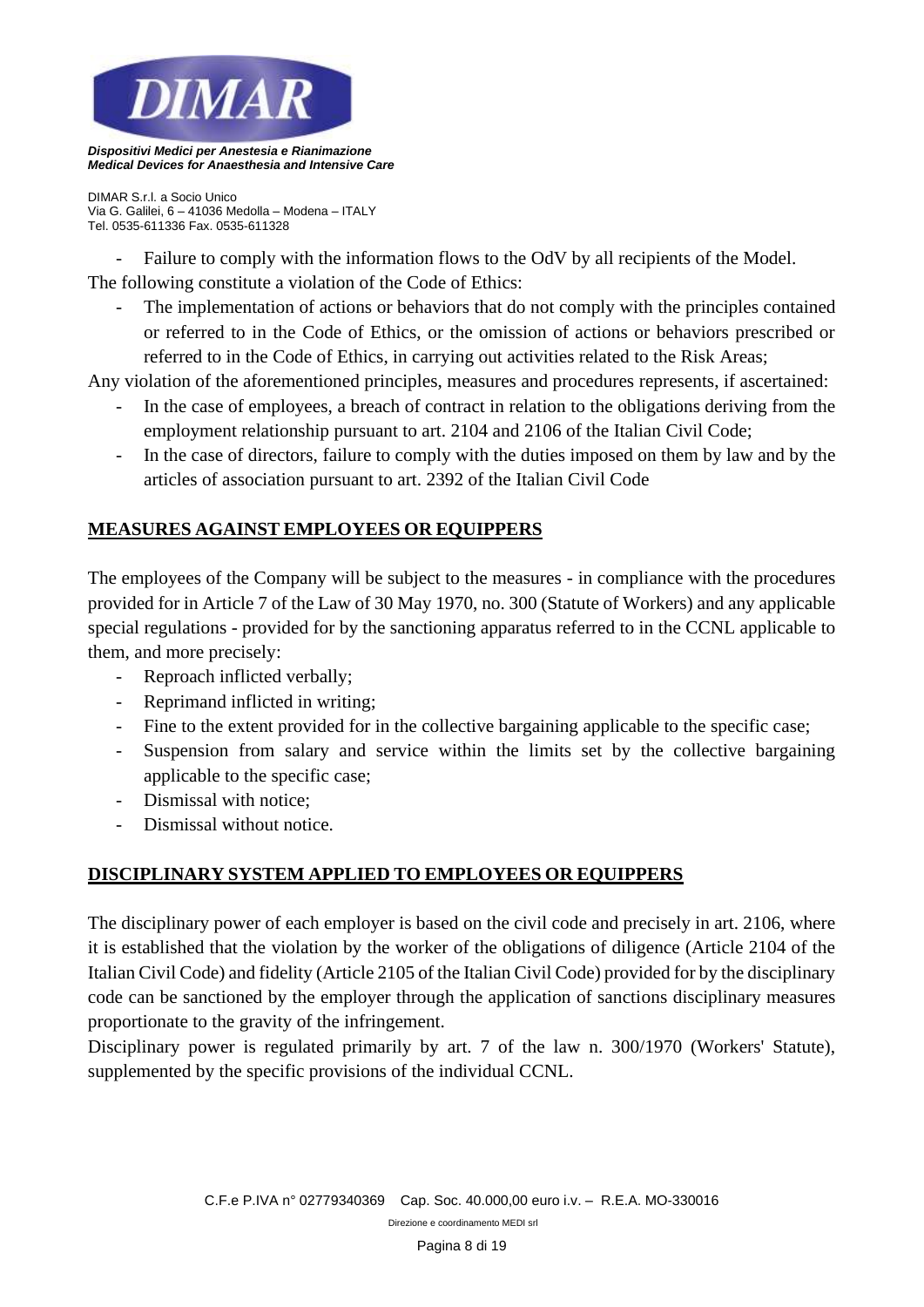- Failure to comply with the information flows to the OdV by all recipients of the Model.

The following constitute a violation of the Code of Ethics:

- The implementation of actions or behaviors that do not comply with the principles contained or referred to in the Code of Ethics, or the omission of actions or behaviors prescribed or referred to in the Code of Ethics, in carrying out activities related to the Risk Areas;

Any violation of the aforementioned principles, measures and procedures represents, if ascertained:

- In the case of employees, a breach of contract in relation to the obligations deriving from the employment relationship pursuant to art. 2104 and 2106 of the Italian Civil Code;
- In the case of directors, failure to comply with the duties imposed on them by law and by the articles of association pursuant to art. 2392 of the Italian Civil Code

## MEASURES AGAINST EMPLOYEES OR EQUIPPERS

The employees of the Company will be subject to the measures - in compliance with the procedures provided for in Article 7 of the Law of 30 May 1970, no. 300 (Statute of Workers) and any applicable special regulations - provided for by the sanctioning apparatus referred to in the CCNL applicable to them, and more precisely:

- Reproach inflicted verbally;
- Reprimand inflicted in writing;
- Fine to the extent provided for in the collective bargaining applicable to the specific case;
- Suspension from salary and service within the limits set by the collective bargaining applicable to the specific case;
- Dismissal with notice;
- Dismissal without notice.

## DISCIPLINARY SYSTEM APPLIED TO EMPLOYEES OR EQUIPPERS

The disciplinary power of each employer is based on the civil code and precisely in art. 2106, where it is established that the violation by the worker of the obligations of diligence (Article 2104 of the Italian Civil Code) and fidelity (Article 2105 of the Italian Civil Code) provided for by the disciplinary code can be sanctioned by the employer through the application of sanctions disciplinary measures proportionate to the gravity of the infringement.

Disciplinary power is regulated primarily by art. 7 of the law n. 300/1970 (Workers' Statute), supplemented by the specific provisions of the individual CCNL.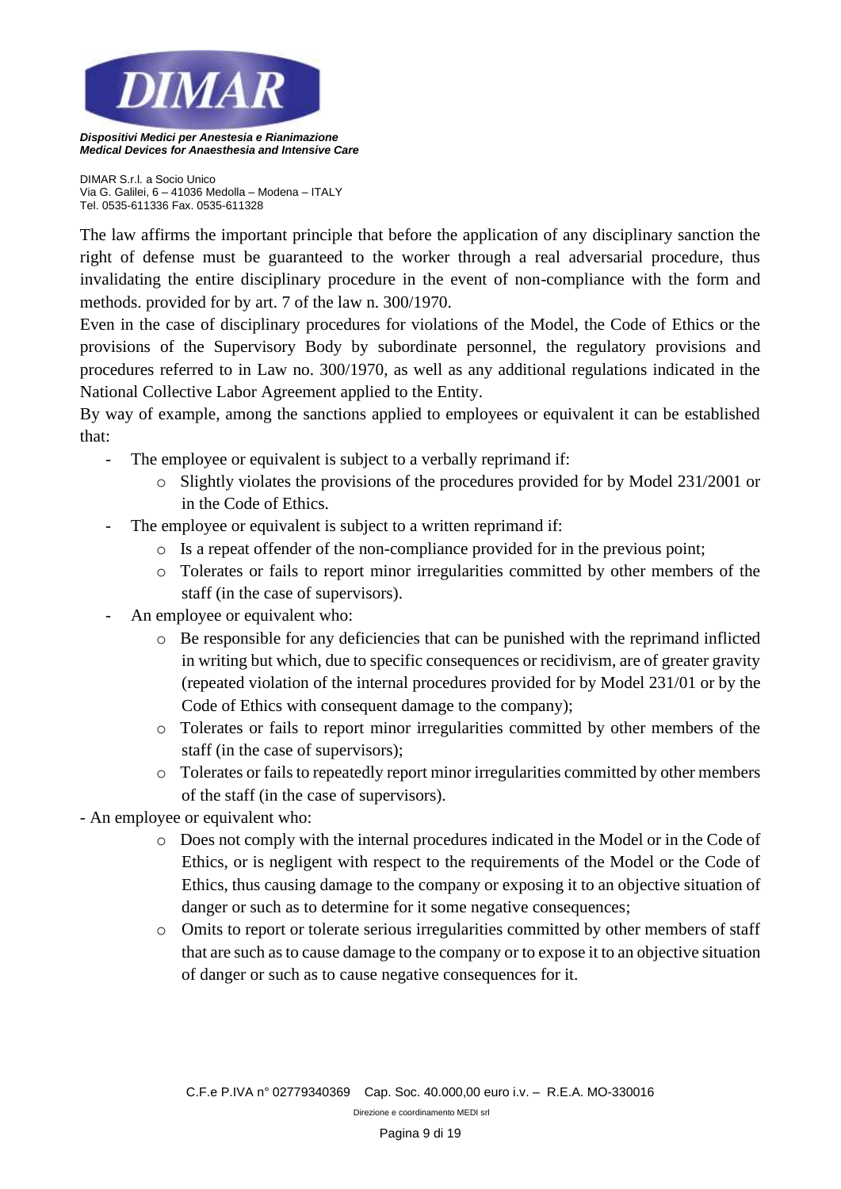The law affirms the important principle that before the application of any disciplinary sanction the right of defense must be guaranteed to the worker through a real adversarial procedure, thus invalidating the entire disciplinary procedure in the event of non-compliance with the form and methods. provided for by art. 7 of the law n. 300/1970.

Even in the case of disciplinary procedures for violations of the Model, the Code of Ethics or the provisions of the Supervisory Body by subordinate personnel, the regulatory provisions and procedures referred to in Law no. 300/1970, as well as any additional regulations indicated in the National Collective Labor Agreement applied to the Entity.

By way of example, among the sanctions applied to employees or equivalent it can be established that:

- The employee or equivalent is subject to a verbally reprimand if:
  - Slightly violates the provisions of the procedures provided for by Model 231/2001 or in the Code of Ethics.
- The employee or equivalent is subject to a written reprimand if:
  - Is a repeat offender of the non-compliance provided for in the previous point;
  - Tolerates or fails to report minor irregularities committed by other members of the staff (in the case of supervisors).
- An employee or equivalent who:
  - Be responsible for any deficiencies that can be punished with the reprimand inflicted in writing but which, due to specific consequences or recidivism, are of greater gravity (repeated violation of the internal procedures provided for by Model 231/01 or by the Code of Ethics with consequent damage to the company);
  - Tolerates or fails to report minor irregularities committed by other members of the staff (in the case of supervisors);
  - Tolerates or fails to repeatedly report minor irregularities committed by other members of the staff (in the case of supervisors).
- An employee or equivalent who:
  - Does not comply with the internal procedures indicated in the Model or in the Code of Ethics, or is negligent with respect to the requirements of the Model or the Code of Ethics, thus causing damage to the company or exposing it to an objective situation of danger or such as to determine for it some negative consequences;
  - Omits to report or tolerate serious irregularities committed by other members of staff that are such as to cause damage to the company or to expose it to an objective situation of danger or such as to cause negative consequences for it.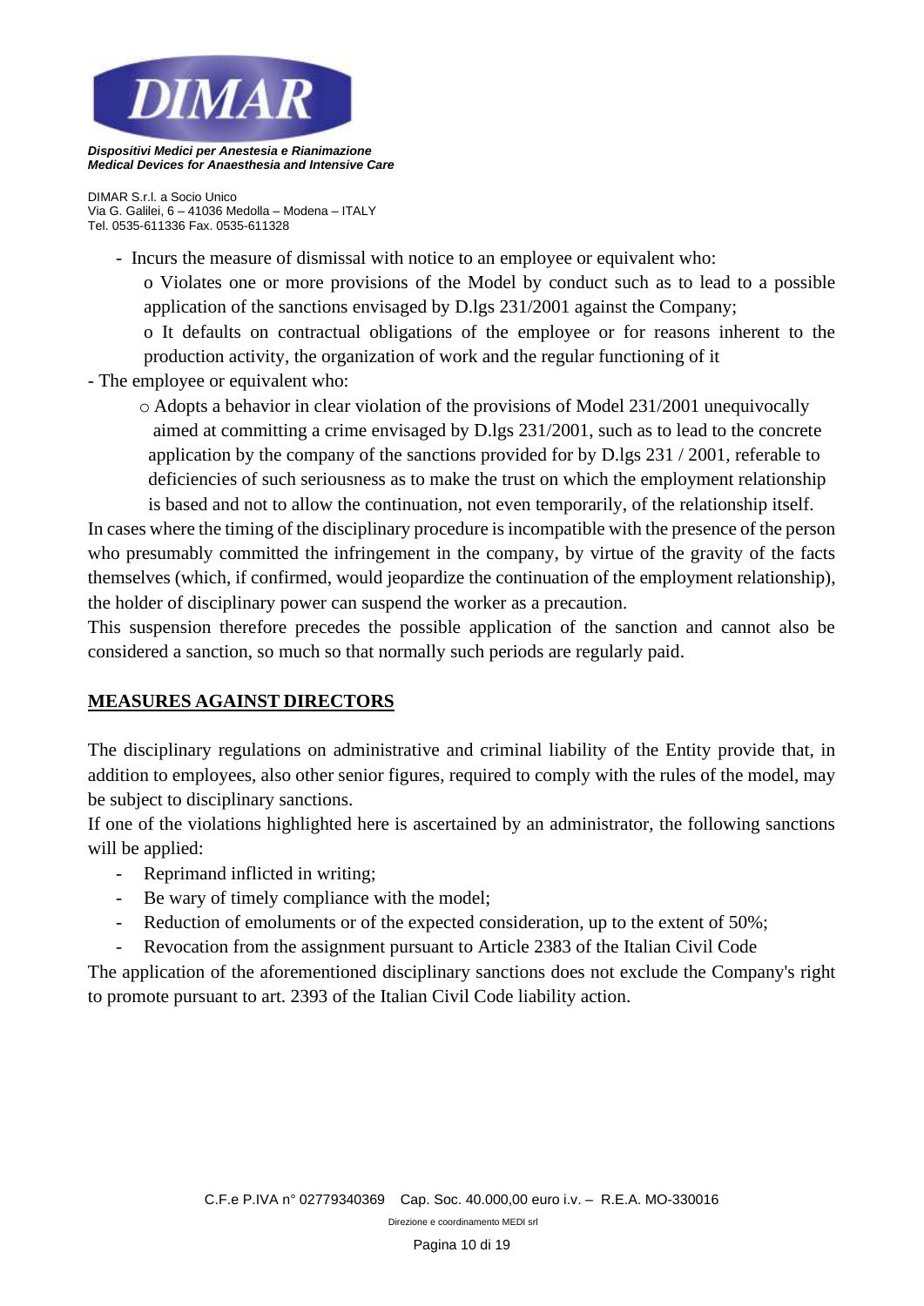- Incurs the measure of dismissal with notice to an employee or equivalent who:
  - o Violates one or more provisions of the Model by conduct such as to lead to a possible application of the sanctions envisaged by D.lgs 231/2001 against the Company;
  - o It defaults on contractual obligations of the employee or for reasons inherent to the production activity, the organization of work and the regular functioning of it
- The employee or equivalent who:
  - o Adopts a behavior in clear violation of the provisions of Model 231/2001 unequivocally aimed at committing a crime envisaged by D.lgs 231/2001, such as to lead to the concrete application by the company of the sanctions provided for by D.lgs 231 / 2001, referable to deficiencies of such seriousness as to make the trust on which the employment relationship is based and not to allow the continuation, not even temporarily, of the relationship itself.

In cases where the timing of the disciplinary procedure is incompatible with the presence of the person who presumably committed the infringement in the company, by virtue of the gravity of the facts themselves (which, if confirmed, would jeopardize the continuation of the employment relationship), the holder of disciplinary power can suspend the worker as a precaution.

This suspension therefore precedes the possible application of the sanction and cannot also be considered a sanction, so much so that normally such periods are regularly paid.

## MEASURES AGAINST DIRECTORS

The disciplinary regulations on administrative and criminal liability of the Entity provide that, in addition to employees, also other senior figures, required to comply with the rules of the model, may be subject to disciplinary sanctions.

If one of the violations highlighted here is ascertained by an administrator, the following sanctions will be applied:

- Reprimand inflicted in writing;
- Be wary of timely compliance with the model;
- Reduction of emoluments or of the expected consideration, up to the extent of 50%;
- Revocation from the assignment pursuant to Article 2383 of the Italian Civil Code

The application of the aforementioned disciplinary sanctions does not exclude the Company's right to promote pursuant to art. 2393 of the Italian Civil Code liability action.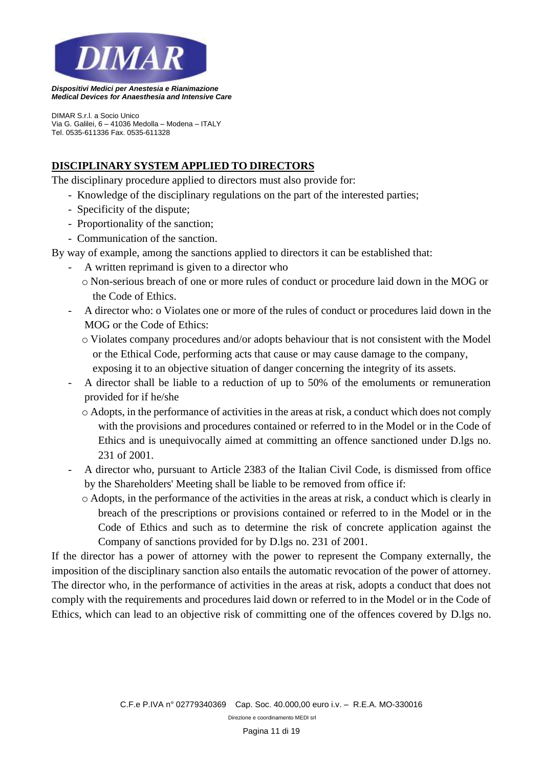## DISCIPLINARY SYSTEM APPLIED TO DIRECTORS

The disciplinary procedure applied to directors must also provide for:

- Knowledge of the disciplinary regulations on the part of the interested parties;
- Specificity of the dispute;
- Proportionality of the sanction;
- Communication of the sanction.

By way of example, among the sanctions applied to directors it can be established that:

- A written reprimand is given to a director who
  - Non-serious breach of one or more rules of conduct or procedure laid down in the MOG or the Code of Ethics.
- A director who: o Violates one or more of the rules of conduct or procedures laid down in the MOG or the Code of Ethics:
  - Violates company procedures and/or adopts behaviour that is not consistent with the Model or the Ethical Code, performing acts that cause or may cause damage to the company, exposing it to an objective situation of danger concerning the integrity of its assets.
- A director shall be liable to a reduction of up to 50% of the emoluments or remuneration provided for if he/she
  - Adopts, in the performance of activities in the areas at risk, a conduct which does not comply with the provisions and procedures contained or referred to in the Model or in the Code of Ethics and is unequivocally aimed at committing an offence sanctioned under D.lgs no. 231 of 2001.
- A director who, pursuant to Article 2383 of the Italian Civil Code, is dismissed from office by the Shareholders' Meeting shall be liable to be removed from office if:
  - Adopts, in the performance of the activities in the areas at risk, a conduct which is clearly in breach of the prescriptions or provisions contained or referred to in the Model or in the Code of Ethics and such as to determine the risk of concrete application against the Company of sanctions provided for by D.lgs no. 231 of 2001.

If the director has a power of attorney with the power to represent the Company externally, the imposition of the disciplinary sanction also entails the automatic revocation of the power of attorney. The director who, in the performance of activities in the areas at risk, adopts a conduct that does not comply with the requirements and procedures laid down or referred to in the Model or in the Code of Ethics, which can lead to an objective risk of committing one of the offences covered by D.lgs no.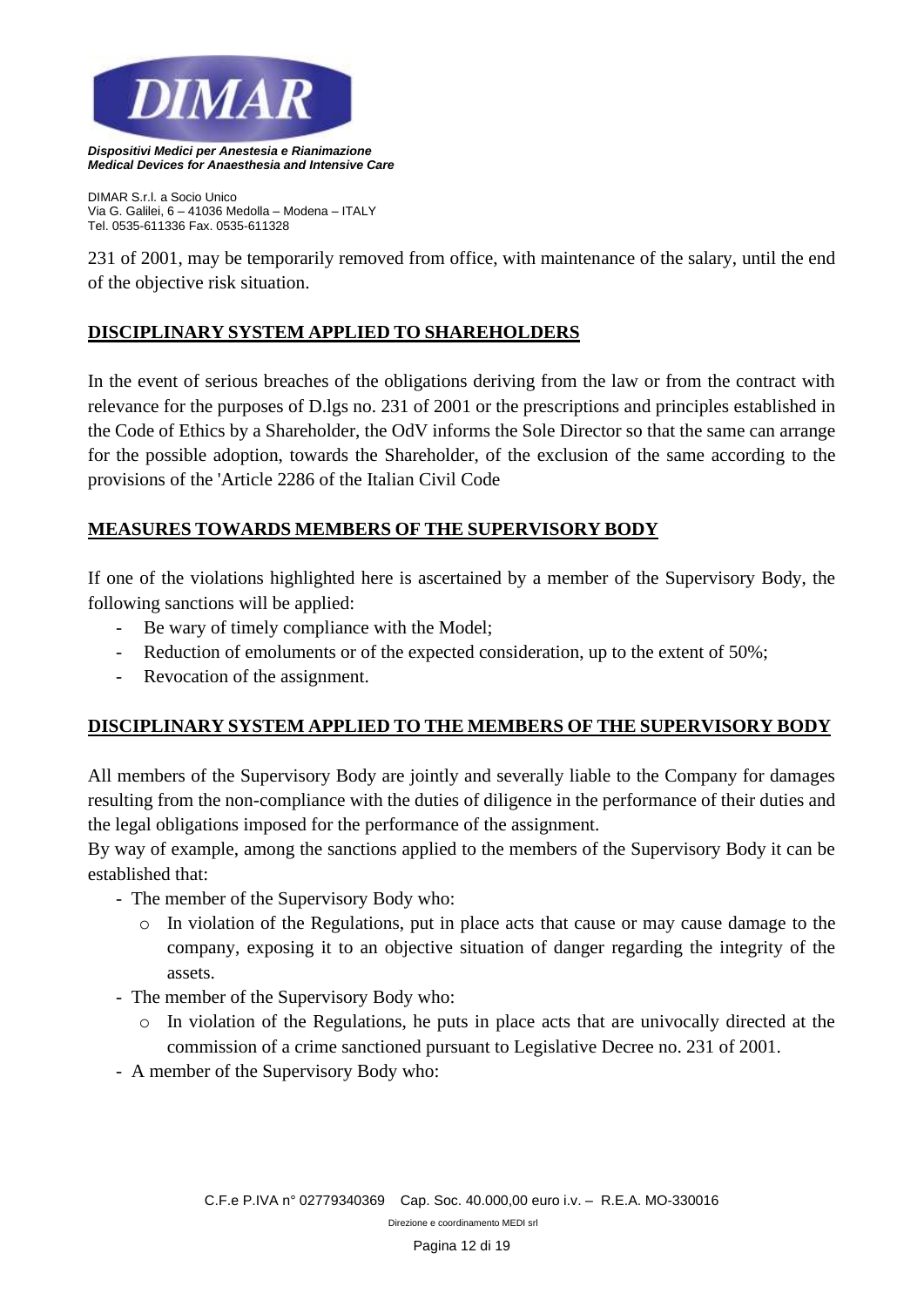231 of 2001, may be temporarily removed from office, with maintenance of the salary, until the end of the objective risk situation.

## DISCIPLINARY SYSTEM APPLIED TO SHAREHOLDERS

In the event of serious breaches of the obligations deriving from the law or from the contract with relevance for the purposes of D.lgs no. 231 of 2001 or the prescriptions and principles established in the Code of Ethics by a Shareholder, the OdV informs the Sole Director so that the same can arrange for the possible adoption, towards the Shareholder, of the exclusion of the same according to the provisions of the 'Article 2286 of the Italian Civil Code

## MEASURES TOWARDS MEMBERS OF THE SUPERVISORY BODY

If one of the violations highlighted here is ascertained by a member of the Supervisory Body, the following sanctions will be applied:

- Be wary of timely compliance with the Model;
- Reduction of emoluments or of the expected consideration, up to the extent of 50%;
- Revocation of the assignment.

## DISCIPLINARY SYSTEM APPLIED TO THE MEMBERS OF THE SUPERVISORY BODY

All members of the Supervisory Body are jointly and severally liable to the Company for damages resulting from the non-compliance with the duties of diligence in the performance of their duties and the legal obligations imposed for the performance of the assignment.

By way of example, among the sanctions applied to the members of the Supervisory Body it can be established that:

- The member of the Supervisory Body who:
  - In violation of the Regulations, put in place acts that cause or may cause damage to the company, exposing it to an objective situation of danger regarding the integrity of the assets.
- The member of the Supervisory Body who:
  - In violation of the Regulations, he puts in place acts that are univocally directed at the commission of a crime sanctioned pursuant to Legislative Decree no. 231 of 2001.
- A member of the Supervisory Body who: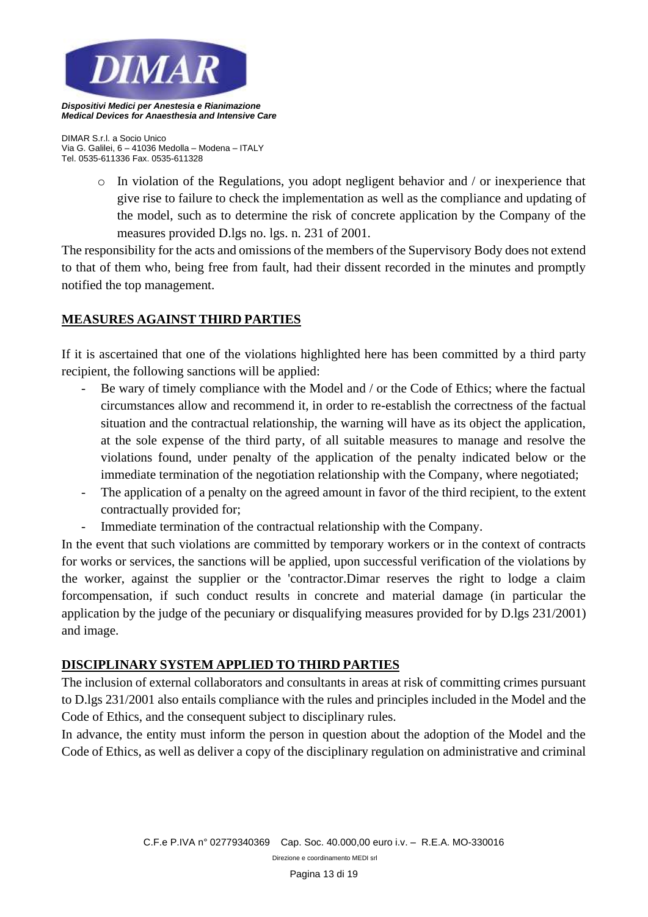- In violation of the Regulations, you adopt negligent behavior and / or inexperience that give rise to failure to check the implementation as well as the compliance and updating of the model, such as to determine the risk of concrete application by the Company of the measures provided D.lgs no. lgs. n. 231 of 2001.

The responsibility for the acts and omissions of the members of the Supervisory Body does not extend to that of them who, being free from fault, had their dissent recorded in the minutes and promptly notified the top management.

## MEASURES AGAINST THIRD PARTIES

If it is ascertained that one of the violations highlighted here has been committed by a third party recipient, the following sanctions will be applied:

- Be wary of timely compliance with the Model and / or the Code of Ethics; where the factual circumstances allow and recommend it, in order to re-establish the correctness of the factual situation and the contractual relationship, the warning will have as its object the application, at the sole expense of the third party, of all suitable measures to manage and resolve the violations found, under penalty of the application of the penalty indicated below or the immediate termination of the negotiation relationship with the Company, where negotiated;
- The application of a penalty on the agreed amount in favor of the third recipient, to the extent contractually provided for;
- Immediate termination of the contractual relationship with the Company.

In the event that such violations are committed by temporary workers or in the context of contracts for works or services, the sanctions will be applied, upon successful verification of the violations by the worker, against the supplier or the 'contractor.Dimar reserves the right to lodge a claim forcompensation, if such conduct results in concrete and material damage (in particular the application by the judge of the pecuniary or disqualifying measures provided for by D.lgs 231/2001) and image.

## DISCIPLINARY SYSTEM APPLIED TO THIRD PARTIES

The inclusion of external collaborators and consultants in areas at risk of committing crimes pursuant to D.lgs 231/2001 also entails compliance with the rules and principles included in the Model and the Code of Ethics, and the consequent subject to disciplinary rules.

In advance, the entity must inform the person in question about the adoption of the Model and the Code of Ethics, as well as deliver a copy of the disciplinary regulation on administrative and criminal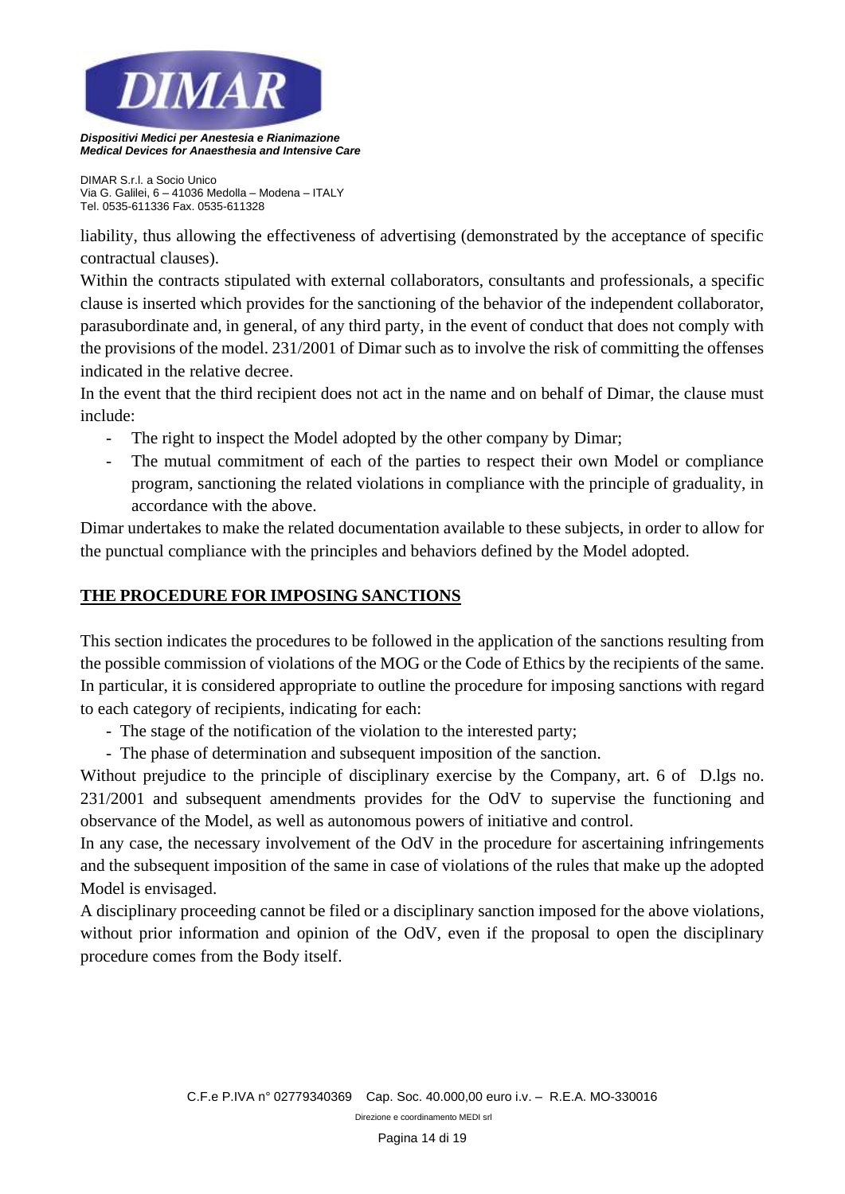liability, thus allowing the effectiveness of advertising (demonstrated by the acceptance of specific contractual clauses).

Within the contracts stipulated with external collaborators, consultants and professionals, a specific clause is inserted which provides for the sanctioning of the behavior of the independent collaborator, parasubordinate and, in general, of any third party, in the event of conduct that does not comply with the provisions of the model. 231/2001 of Dimar such as to involve the risk of committing the offenses indicated in the relative decree.

In the event that the third recipient does not act in the name and on behalf of Dimar, the clause must include:

- The right to inspect the Model adopted by the other company by Dimar;
- The mutual commitment of each of the parties to respect their own Model or compliance program, sanctioning the related violations in compliance with the principle of graduality, in accordance with the above.

Dimar undertakes to make the related documentation available to these subjects, in order to allow for the punctual compliance with the principles and behaviors defined by the Model adopted.

## THE PROCEDURE FOR IMPOSING SANCTIONS

This section indicates the procedures to be followed in the application of the sanctions resulting from the possible commission of violations of the MOG or the Code of Ethics by the recipients of the same. In particular, it is considered appropriate to outline the procedure for imposing sanctions with regard to each category of recipients, indicating for each:

- The stage of the notification of the violation to the interested party;
- The phase of determination and subsequent imposition of the sanction.

Without prejudice to the principle of disciplinary exercise by the Company, art. 6 of D.lgs no. 231/2001 and subsequent amendments provides for the OdV to supervise the functioning and observance of the Model, as well as autonomous powers of initiative and control.

In any case, the necessary involvement of the OdV in the procedure for ascertaining infringements and the subsequent imposition of the same in case of violations of the rules that make up the adopted Model is envisaged.

A disciplinary proceeding cannot be filed or a disciplinary sanction imposed for the above violations, without prior information and opinion of the OdV, even if the proposal to open the disciplinary procedure comes from the Body itself.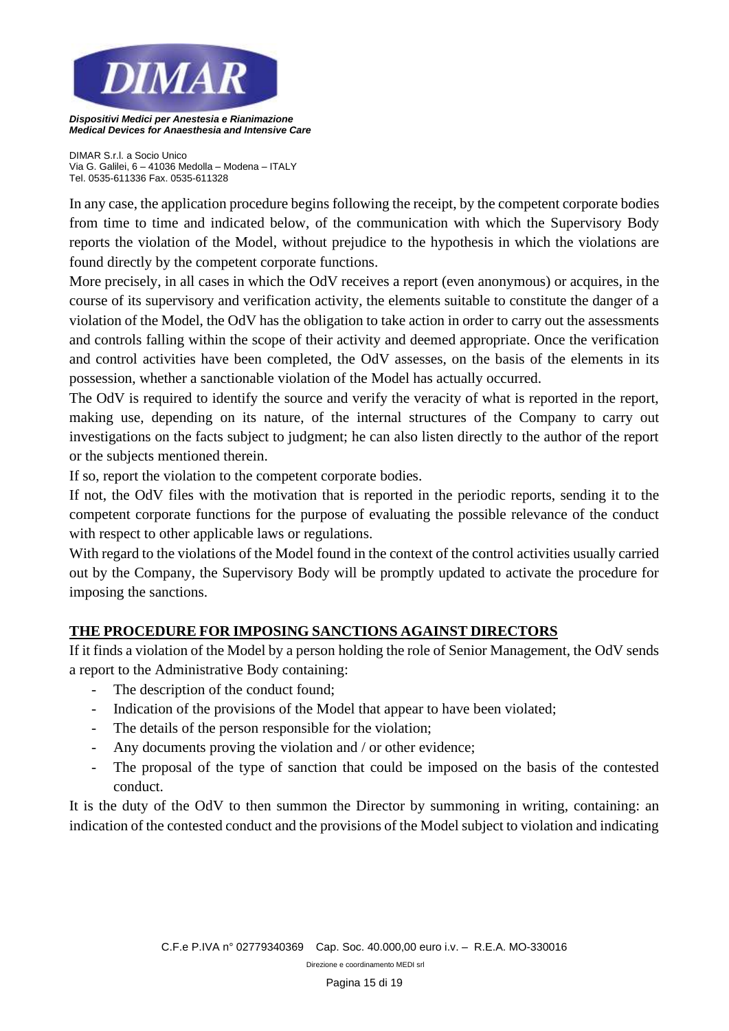In any case, the application procedure begins following the receipt, by the competent corporate bodies from time to time and indicated below, of the communication with which the Supervisory Body reports the violation of the Model, without prejudice to the hypothesis in which the violations are found directly by the competent corporate functions.

More precisely, in all cases in which the OdV receives a report (even anonymous) or acquires, in the course of its supervisory and verification activity, the elements suitable to constitute the danger of a violation of the Model, the OdV has the obligation to take action in order to carry out the assessments and controls falling within the scope of their activity and deemed appropriate. Once the verification and control activities have been completed, the OdV assesses, on the basis of the elements in its possession, whether a sanctionable violation of the Model has actually occurred.

The OdV is required to identify the source and verify the veracity of what is reported in the report, making use, depending on its nature, of the internal structures of the Company to carry out investigations on the facts subject to judgment; he can also listen directly to the author of the report or the subjects mentioned therein.

If so, report the violation to the competent corporate bodies.

If not, the OdV files with the motivation that is reported in the periodic reports, sending it to the competent corporate functions for the purpose of evaluating the possible relevance of the conduct with respect to other applicable laws or regulations.

With regard to the violations of the Model found in the context of the control activities usually carried out by the Company, the Supervisory Body will be promptly updated to activate the procedure for imposing the sanctions.

## THE PROCEDURE FOR IMPOSING SANCTIONS AGAINST DIRECTORS

If it finds a violation of the Model by a person holding the role of Senior Management, the OdV sends a report to the Administrative Body containing:

- The description of the conduct found;
- Indication of the provisions of the Model that appear to have been violated;
- The details of the person responsible for the violation;
- Any documents proving the violation and / or other evidence;
- The proposal of the type of sanction that could be imposed on the basis of the contested conduct.

It is the duty of the OdV to then summon the Director by summoning in writing, containing: an indication of the contested conduct and the provisions of the Model subject to violation and indicating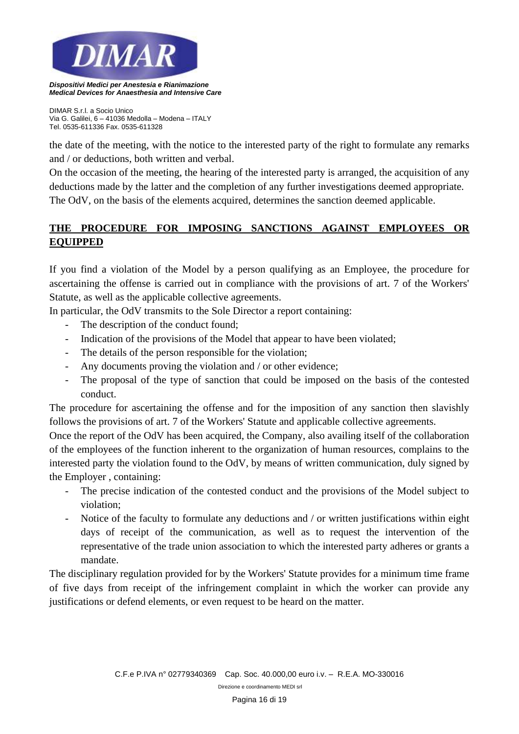the date of the meeting, with the notice to the interested party of the right to formulate any remarks and / or deductions, both written and verbal.

On the occasion of the meeting, the hearing of the interested party is arranged, the acquisition of any deductions made by the latter and the completion of any further investigations deemed appropriate.

The OdV, on the basis of the elements acquired, determines the sanction deemed applicable.

## THE PROCEDURE FOR IMPOSING SANCTIONS AGAINST EMPLOYEES OR EQUIPPED

If you find a violation of the Model by a person qualifying as an Employee, the procedure for ascertaining the offense is carried out in compliance with the provisions of art. 7 of the Workers' Statute, as well as the applicable collective agreements.

In particular, the OdV transmits to the Sole Director a report containing:

- The description of the conduct found;
- Indication of the provisions of the Model that appear to have been violated;
- The details of the person responsible for the violation;
- Any documents proving the violation and / or other evidence;
- The proposal of the type of sanction that could be imposed on the basis of the contested conduct.

The procedure for ascertaining the offense and for the imposition of any sanction then slavishly follows the provisions of art. 7 of the Workers' Statute and applicable collective agreements.

Once the report of the OdV has been acquired, the Company, also availing itself of the collaboration of the employees of the function inherent to the organization of human resources, complains to the interested party the violation found to the OdV, by means of written communication, duly signed by the Employer , containing:

- The precise indication of the contested conduct and the provisions of the Model subject to violation;
- Notice of the faculty to formulate any deductions and / or written justifications within eight days of receipt of the communication, as well as to request the intervention of the representative of the trade union association to which the interested party adheres or grants a mandate.

The disciplinary regulation provided for by the Workers' Statute provides for a minimum time frame of five days from receipt of the infringement complaint in which the worker can provide any justifications or defend elements, or even request to be heard on the matter.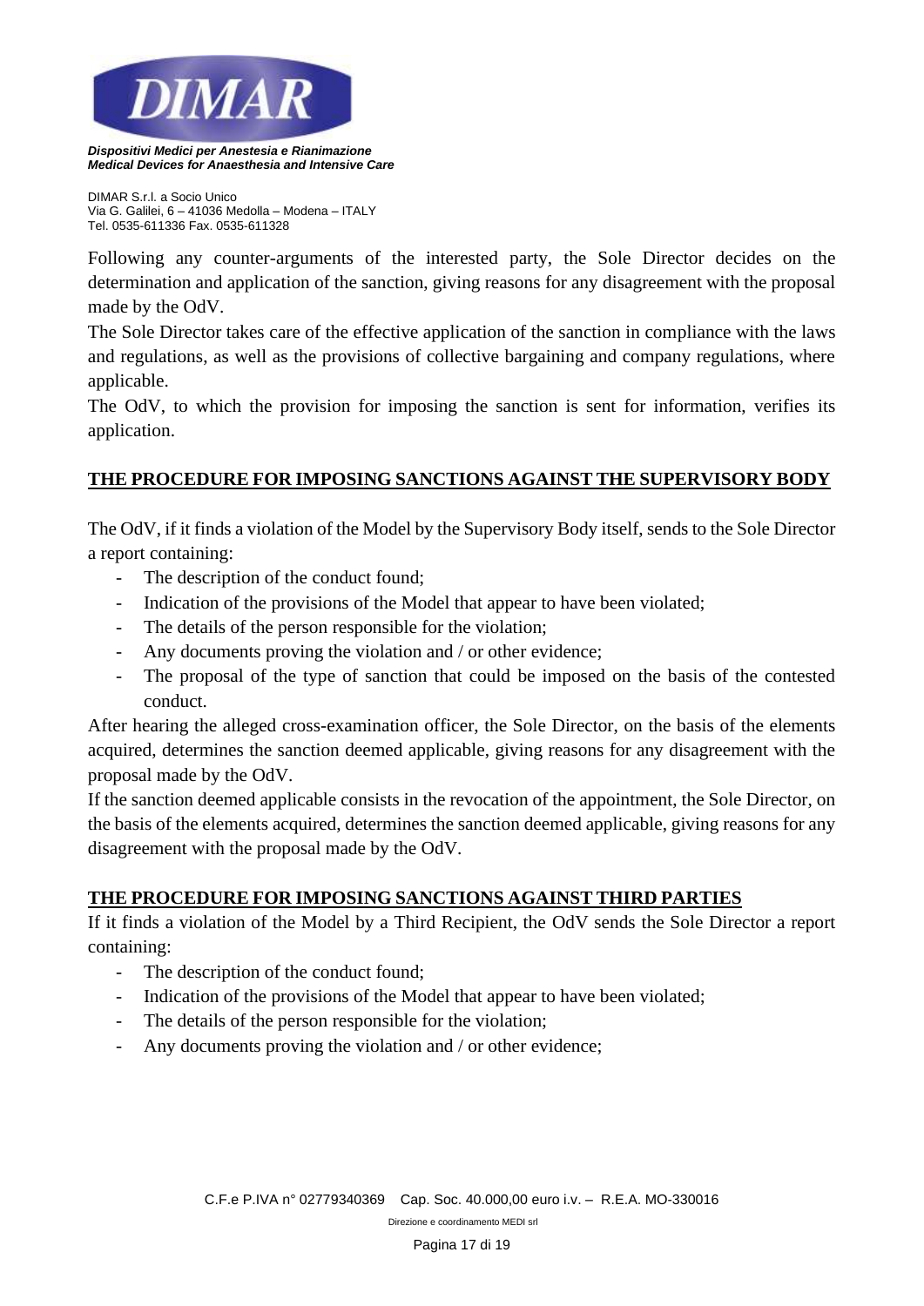Following any counter-arguments of the interested party, the Sole Director decides on the determination and application of the sanction, giving reasons for any disagreement with the proposal made by the OdV.

The Sole Director takes care of the effective application of the sanction in compliance with the laws and regulations, as well as the provisions of collective bargaining and company regulations, where applicable.

The OdV, to which the provision for imposing the sanction is sent for information, verifies its application.

## THE PROCEDURE FOR IMPOSING SANCTIONS AGAINST THE SUPERVISORY BODY

The OdV, if it finds a violation of the Model by the Supervisory Body itself, sends to the Sole Director a report containing:

- The description of the conduct found;
- Indication of the provisions of the Model that appear to have been violated;
- The details of the person responsible for the violation;
- Any documents proving the violation and / or other evidence;
- The proposal of the type of sanction that could be imposed on the basis of the contested conduct.

After hearing the alleged cross-examination officer, the Sole Director, on the basis of the elements acquired, determines the sanction deemed applicable, giving reasons for any disagreement with the proposal made by the OdV.

If the sanction deemed applicable consists in the revocation of the appointment, the Sole Director, on the basis of the elements acquired, determines the sanction deemed applicable, giving reasons for any disagreement with the proposal made by the OdV.

## THE PROCEDURE FOR IMPOSING SANCTIONS AGAINST THIRD PARTIES

If it finds a violation of the Model by a Third Recipient, the OdV sends the Sole Director a report containing:

- The description of the conduct found;
- Indication of the provisions of the Model that appear to have been violated;
- The details of the person responsible for the violation;
- Any documents proving the violation and / or other evidence;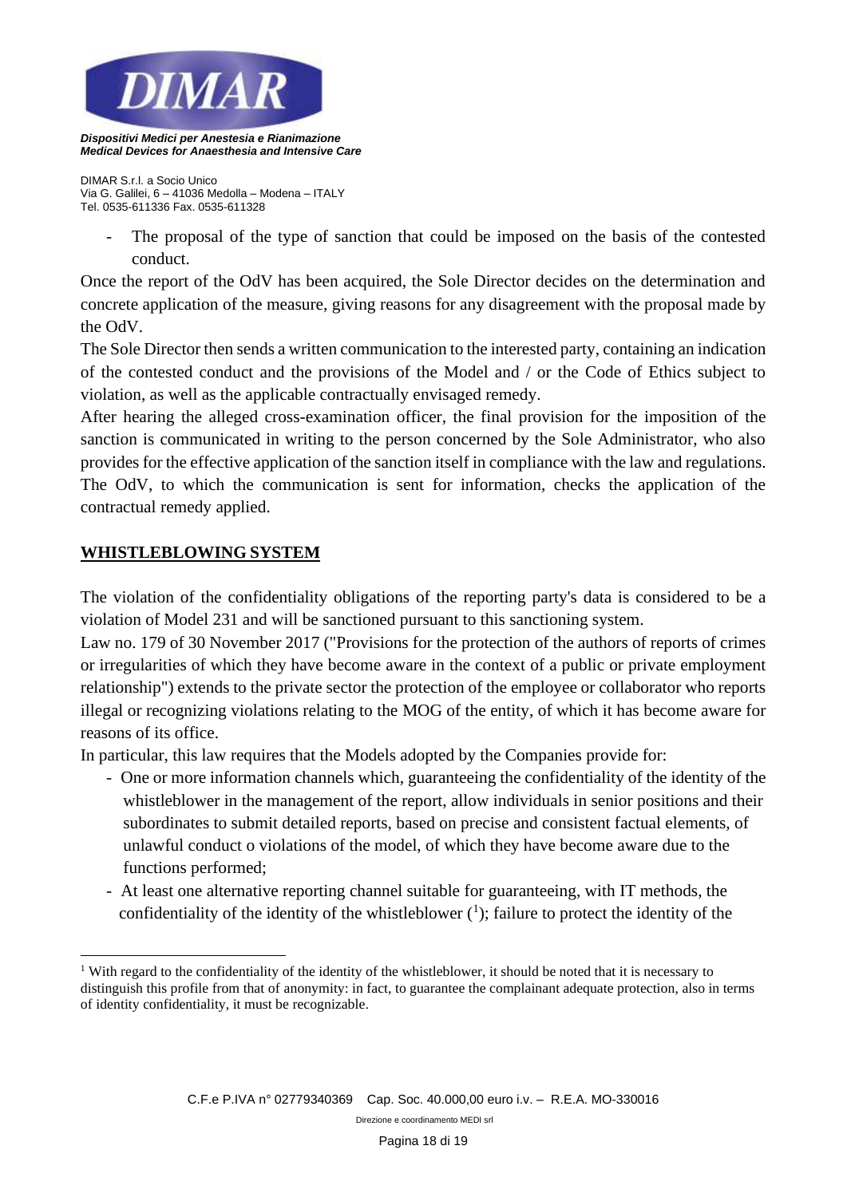- The proposal of the type of sanction that could be imposed on the basis of the contested conduct.

Once the report of the OdV has been acquired, the Sole Director decides on the determination and concrete application of the measure, giving reasons for any disagreement with the proposal made by the OdV.

The Sole Director then sends a written communication to the interested party, containing an indication of the contested conduct and the provisions of the Model and / or the Code of Ethics subject to violation, as well as the applicable contractually envisaged remedy.

After hearing the alleged cross-examination officer, the final provision for the imposition of the sanction is communicated in writing to the person concerned by the Sole Administrator, who also provides for the effective application of the sanction itself in compliance with the law and regulations. The OdV, to which the communication is sent for information, checks the application of the contractual remedy applied.

## **WHISTLEBLOWING SYSTEM**

The violation of the confidentiality obligations of the reporting party's data is considered to be a violation of Model 231 and will be sanctioned pursuant to this sanctioning system.

Law no. 179 of 30 November 2017 ("Provisions for the protection of the authors of reports of crimes or irregularities of which they have become aware in the context of a public or private employment relationship") extends to the private sector the protection of the employee or collaborator who reports illegal or recognizing violations relating to the MOG of the entity, of which it has become aware for reasons of its office.

In particular, this law requires that the Models adopted by the Companies provide for:

- One or more information channels which, guaranteeing the confidentiality of the identity of the whistleblower in the management of the report, allow individuals in senior positions and their subordinates to submit detailed reports, based on precise and consistent factual elements, of unlawful conduct o violations of the model, of which they have become aware due to the functions performed;
- At least one alternative reporting channel suitable for guaranteeing, with IT methods, the confidentiality of the identity of the whistleblower ([1]); failure to protect the identity of the

[1] With regard to the confidentiality of the identity of the whistleblower, it should be noted that it is necessary to distinguish this profile from that of anonymity: in fact, to guarantee the complainant adequate protection, also in terms of identity confidentiality, it must be recognizable.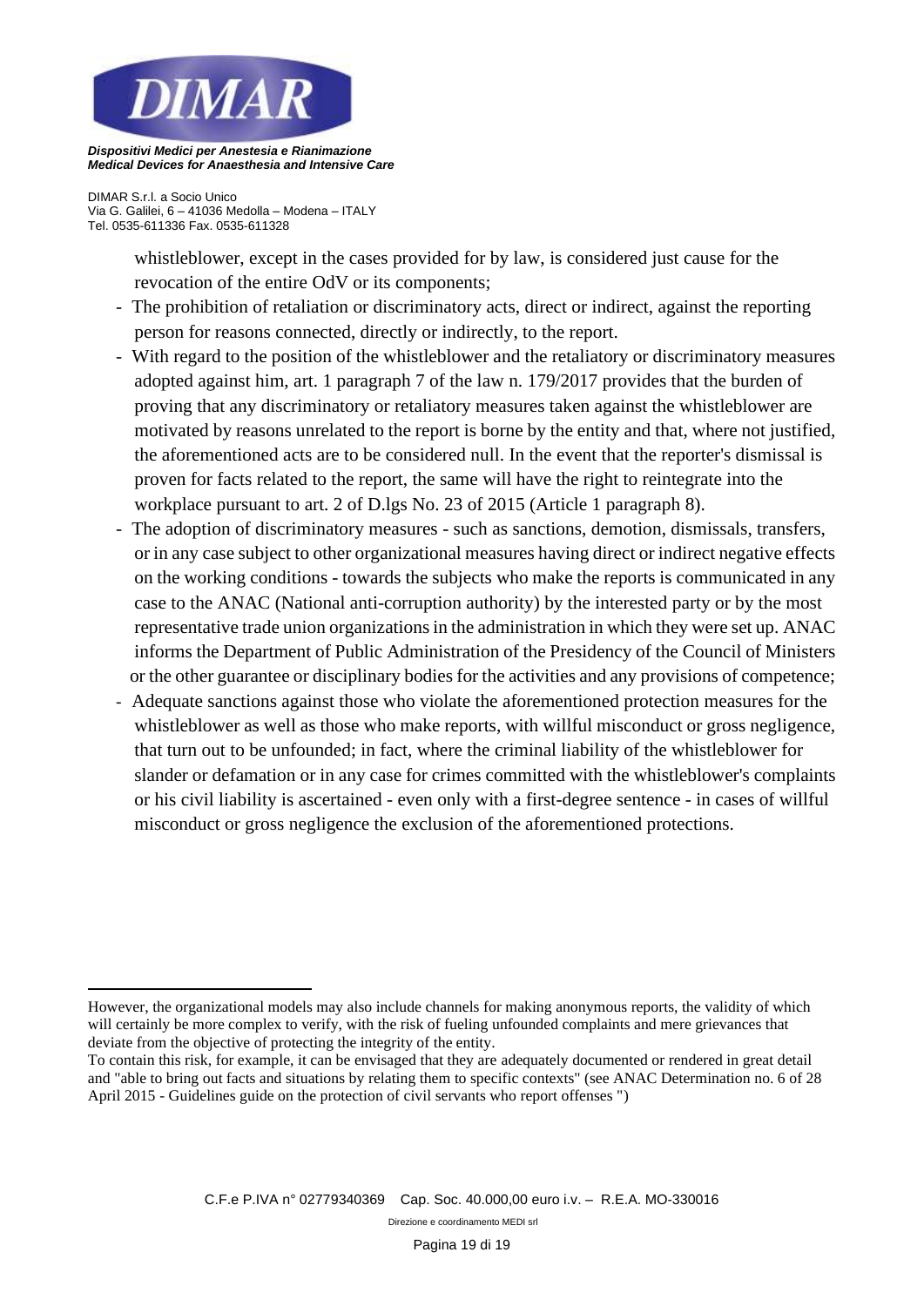whistleblower, except in the cases provided for by law, is considered just cause for the revocation of the entire OdV or its components;

- The prohibition of retaliation or discriminatory acts, direct or indirect, against the reporting person for reasons connected, directly or indirectly, to the report.
- With regard to the position of the whistleblower and the retaliatory or discriminatory measures adopted against him, art. 1 paragraph 7 of the law n. 179/2017 provides that the burden of proving that any discriminatory or retaliatory measures taken against the whistleblower are motivated by reasons unrelated to the report is borne by the entity and that, where not justified, the aforementioned acts are to be considered null. In the event that the reporter's dismissal is proven for facts related to the report, the same will have the right to reintegrate into the workplace pursuant to art. 2 of D.lgs No. 23 of 2015 (Article 1 paragraph 8).
- The adoption of discriminatory measures - such as sanctions, demotion, dismissals, transfers, or in any case subject to other organizational measures having direct or indirect negative effects on the working conditions - towards the subjects who make the reports is communicated in any case to the ANAC (National anti-corruption authority) by the interested party or by the most representative trade union organizations in the administration in which they were set up. ANAC informs the Department of Public Administration of the Presidency of the Council of Ministers or the other guarantee or disciplinary bodies for the activities and any provisions of competence;
- Adequate sanctions against those who violate the aforementioned protection measures for the whistleblower as well as those who make reports, with willful misconduct or gross negligence, that turn out to be unfounded; in fact, where the criminal liability of the whistleblower for slander or defamation or in any case for crimes committed with the whistleblower's complaints or his civil liability is ascertained - even only with a first-degree sentence - in cases of willful misconduct or gross negligence the exclusion of the aforementioned protections.

---

However, the organizational models may also include channels for making anonymous reports, the validity of which will certainly be more complex to verify, with the risk of fueling unfounded complaints and mere grievances that deviate from the objective of protecting the integrity of the entity.
To contain this risk, for example, it can be envisaged that they are adequately documented or rendered in great detail and "able to bring out facts and situations by relating them to specific contexts" (see ANAC Determination no. 6 of 28 April 2015 - Guidelines guide on the protection of civil servants who report offenses ")